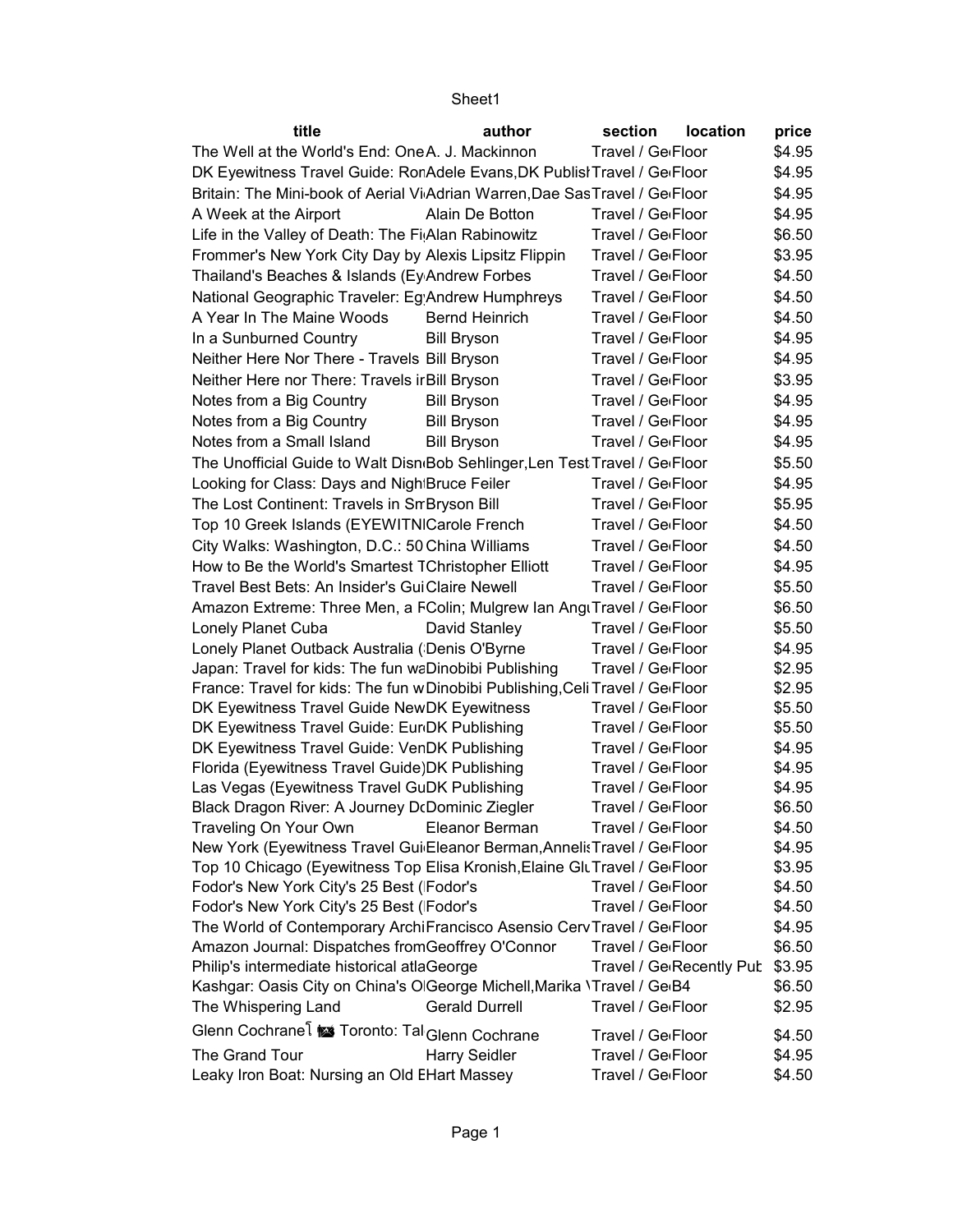Sheet1

| title | author | section | location | price |
|---|---|---|---|---|
| The Well at the World's End: One | A. J. Mackinnon | Travel / Ge | Floor | $4.95 |
| DK Eyewitness Travel Guide: Ron | Adele Evans,DK Publish | Travel / Ge | Floor | $4.95 |
| Britain: The Mini-book of Aerial Vi | Adrian Warren,Dae Sas | Travel / Ge | Floor | $4.95 |
| A Week at the Airport | Alain De Botton | Travel / Ge | Floor | $4.95 |
| Life in the Valley of Death: The Fi | Alan Rabinowitz | Travel / Ge | Floor | $6.50 |
| Frommer's New York City Day by | Alexis Lipsitz Flippin | Travel / Ge | Floor | $3.95 |
| Thailand's Beaches & Islands (Ey | Andrew Forbes | Travel / Ge | Floor | $4.50 |
| National Geographic Traveler: Eg | Andrew Humphreys | Travel / Ge | Floor | $4.50 |
| A Year In The Maine Woods | Bernd Heinrich | Travel / Ge | Floor | $4.50 |
| In a Sunburned Country | Bill Bryson | Travel / Ge | Floor | $4.95 |
| Neither Here Nor There - Travels | Bill Bryson | Travel / Ge | Floor | $4.95 |
| Neither Here nor There: Travels ir | Bill Bryson | Travel / Ge | Floor | $3.95 |
| Notes from a Big Country | Bill Bryson | Travel / Ge | Floor | $4.95 |
| Notes from a Big Country | Bill Bryson | Travel / Ge | Floor | $4.95 |
| Notes from a Small Island | Bill Bryson | Travel / Ge | Floor | $4.95 |
| The Unofficial Guide to Walt Disn | Bob Sehlinger,Len Test | Travel / Ge | Floor | $5.50 |
| Looking for Class: Days and Nigh | Bruce Feiler | Travel / Ge | Floor | $4.95 |
| The Lost Continent: Travels in Sm | Bryson Bill | Travel / Ge | Floor | $5.95 |
| Top 10 Greek Islands (EYEWITN | Carole French | Travel / Ge | Floor | $4.50 |
| City Walks: Washington, D.C.: 50 | China Williams | Travel / Ge | Floor | $4.50 |
| How to Be the World's Smartest T | Christopher Elliott | Travel / Ge | Floor | $4.95 |
| Travel Best Bets: An Insider's Gui | Claire Newell | Travel / Ge | Floor | $5.50 |
| Amazon Extreme: Three Men, a F | Colin; Mulgrew Ian Ang | Travel / Ge | Floor | $6.50 |
| Lonely Planet Cuba | David Stanley | Travel / Ge | Floor | $5.50 |
| Lonely Planet Outback Australia ( | Denis O'Byrne | Travel / Ge | Floor | $4.95 |
| Japan: Travel for kids: The fun wa | Dinobibi Publishing | Travel / Ge | Floor | $2.95 |
| France: Travel for kids: The fun w | Dinobibi Publishing,Celi | Travel / Ge | Floor | $2.95 |
| DK Eyewitness Travel Guide New | DK Eyewitness | Travel / Ge | Floor | $5.50 |
| DK Eyewitness Travel Guide: Eur | DK Publishing | Travel / Ge | Floor | $5.50 |
| DK Eyewitness Travel Guide: Ven | DK Publishing | Travel / Ge | Floor | $4.95 |
| Florida (Eyewitness Travel Guide) | DK Publishing | Travel / Ge | Floor | $4.95 |
| Las Vegas (Eyewitness Travel Gu | DK Publishing | Travel / Ge | Floor | $4.95 |
| Black Dragon River: A Journey Do | Dominic Ziegler | Travel / Ge | Floor | $6.50 |
| Traveling On Your Own | Eleanor Berman | Travel / Ge | Floor | $4.50 |
| New York (Eyewitness Travel Gui | Eleanor Berman,Annelis | Travel / Ge | Floor | $4.95 |
| Top 10 Chicago (Eyewitness Top | Elisa Kronish,Elaine Glu | Travel / Ge | Floor | $3.95 |
| Fodor's New York City's 25 Best ( | Fodor's | Travel / Ge | Floor | $4.50 |
| Fodor's New York City's 25 Best ( | Fodor's | Travel / Ge | Floor | $4.50 |
| The World of Contemporary Archi | Francisco Asensio Cerv | Travel / Ge | Floor | $4.95 |
| Amazon Journal: Dispatches from | Geoffrey O'Connor | Travel / Ge | Floor | $6.50 |
| Philip's intermediate historical atla | George | Travel / Ge | Recently Pub | $3.95 |
| Kashgar: Oasis City on China's Ol | George Michell,Marika V | Travel / Ge | B4 | $6.50 |
| The Whispering Land | Gerald Durrell | Travel / Ge | Floor | $2.95 |
| Glenn Cochrane Toronto: Tal | Glenn Cochrane | Travel / Ge | Floor | $4.50 |
| The Grand Tour | Harry Seidler | Travel / Ge | Floor | $4.95 |
| Leaky Iron Boat: Nursing an Old E | Hart Massey | Travel / Ge | Floor | $4.50 |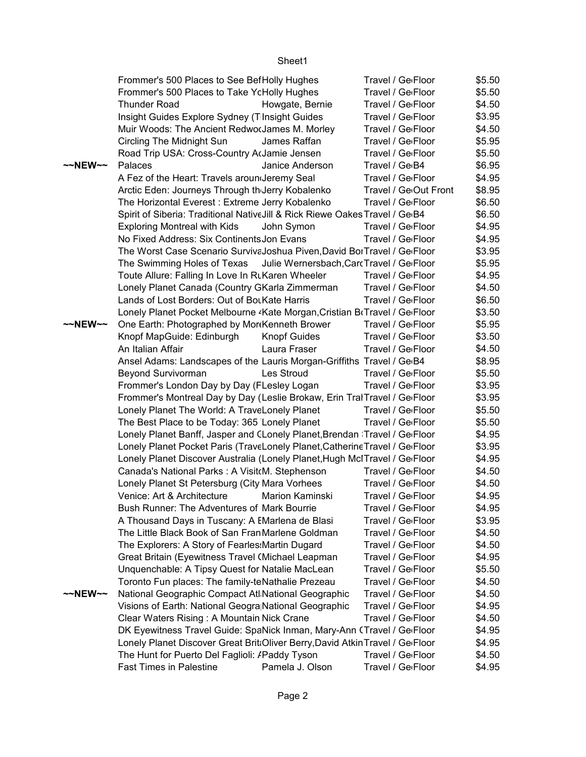| | | | | |
|---|---|---|---|---|
| | Frommer's 500 Places to See Bef | Holly Hughes | Travel / Ge Floor | $5.50 |
| | Frommer's 500 Places to Take Yc | Holly Hughes | Travel / Ge Floor | $5.50 |
| | Thunder Road | Howgate, Bernie | Travel / Ge Floor | $4.50 |
| | Insight Guides Explore Sydney (T | Insight Guides | Travel / Ge Floor | $3.95 |
| | Muir Woods: The Ancient Redwoo | James M. Morley | Travel / Ge Floor | $4.50 |
| | Circling The Midnight Sun | James Raffan | Travel / Ge Floor | $5.95 |
| | Road Trip USA: Cross-Country Ac | Jamie Jensen | Travel / Ge Floor | $5.50 |
| ~~NEW~~ | Palaces | Janice Anderson | Travel / Ge B4 | $6.95 |
| | A Fez of the Heart: Travels aroun | Jeremy Seal | Travel / Ge Floor | $4.95 |
| | Arctic Eden: Journeys Through th | Jerry Kobalenko | Travel / Ge Out Front | $8.95 |
| | The Horizontal Everest : Extreme | Jerry Kobalenko | Travel / Ge Floor | $6.50 |
| | Spirit of Siberia: Traditional Native | Jill & Rick Riewe Oakes | Travel / Ge B4 | $6.50 |
| | Exploring Montreal with Kids | John Symon | Travel / Ge Floor | $4.95 |
| | No Fixed Address: Six Continents | Jon Evans | Travel / Ge Floor | $4.95 |
| | The Worst Case Scenario Surviva | Joshua Piven,David Bor | Travel / Ge Floor | $3.95 |
| | The Swimming Holes of Texas | Julie Wernersbach,Carc | Travel / Ge Floor | $5.95 |
| | Toute Allure: Falling In Love In Ru | Karen Wheeler | Travel / Ge Floor | $4.95 |
| | Lonely Planet Canada (Country G | Karla Zimmerman | Travel / Ge Floor | $4.50 |
| | Lands of Lost Borders: Out of Bou | Kate Harris | Travel / Ge Floor | $6.50 |
| | Lonely Planet Pocket Melbourne ( | Kate Morgan,Cristian B | Travel / Ge Floor | $3.50 |
| ~~NEW~~ | One Earth: Photographed by More | Kenneth Brower | Travel / Ge Floor | $5.95 |
| | Knopf MapGuide: Edinburgh | Knopf Guides | Travel / Ge Floor | $3.50 |
| | An Italian Affair | Laura Fraser | Travel / Ge Floor | $4.50 |
| | Ansel Adams: Landscapes of the | Lauris Morgan-Griffiths | Travel / Ge B4 | $8.95 |
| | Beyond Survivorman | Les Stroud | Travel / Ge Floor | $5.50 |
| | Frommer's London Day by Day (F | Lesley Logan | Travel / Ge Floor | $3.95 |
| | Frommer's Montreal Day by Day ( | Leslie Brokaw, Erin Tral | Travel / Ge Floor | $3.95 |
| | Lonely Planet The World: A Trave | Lonely Planet | Travel / Ge Floor | $5.50 |
| | The Best Place to be Today: 365 | Lonely Planet | Travel / Ge Floor | $5.50 |
| | Lonely Planet Banff, Jasper and G | Lonely Planet,Brendan | Travel / Ge Floor | $4.95 |
| | Lonely Planet Pocket Paris (Trave | Lonely Planet,Catherine | Travel / Ge Floor | $3.95 |
| | Lonely Planet Discover Australia ( | Lonely Planet,Hugh McI | Travel / Ge Floor | $4.95 |
| | Canada's National Parks : A Visit | M. Stephenson | Travel / Ge Floor | $4.50 |
| | Lonely Planet St Petersburg (City | Mara Vorhees | Travel / Ge Floor | $4.50 |
| | Venice: Art & Architecture | Marion Kaminski | Travel / Ge Floor | $4.95 |
| | Bush Runner: The Adventures of | Mark Bourrie | Travel / Ge Floor | $4.95 |
| | A Thousand Days in Tuscany: A E | Marlena de Blasi | Travel / Ge Floor | $3.95 |
| | The Little Black Book of San Fran | Marlene Goldman | Travel / Ge Floor | $4.50 |
| | The Explorers: A Story of Fearles | Martin Dugard | Travel / Ge Floor | $4.50 |
| | Great Britain (Eyewitness Travel ( | Michael Leapman | Travel / Ge Floor | $4.95 |
| | Unquenchable: A Tipsy Quest for | Natalie MacLean | Travel / Ge Floor | $5.50 |
| | Toronto Fun places: The family-te | Nathalie Prezeau | Travel / Ge Floor | $4.50 |
| ~~NEW~~ | National Geographic Compact Atl | National Geographic | Travel / Ge Floor | $4.50 |
| | Visions of Earth: National Geogra | National Geographic | Travel / Ge Floor | $4.95 |
| | Clear Waters Rising : A Mountain | Nick Crane | Travel / Ge Floor | $4.50 |
| | DK Eyewitness Travel Guide: Spa | Nick Inman, Mary-Ann ( | Travel / Ge Floor | $4.95 |
| | Lonely Planet Discover Great Brit | Oliver Berry,David Atkin | Travel / Ge Floor | $4.95 |
| | The Hunt for Puerto Del Faglioli: / | Paddy Tyson | Travel / Ge Floor | $4.50 |
| | Fast Times in Palestine | Pamela J. Olson | Travel / Ge Floor | $4.95 |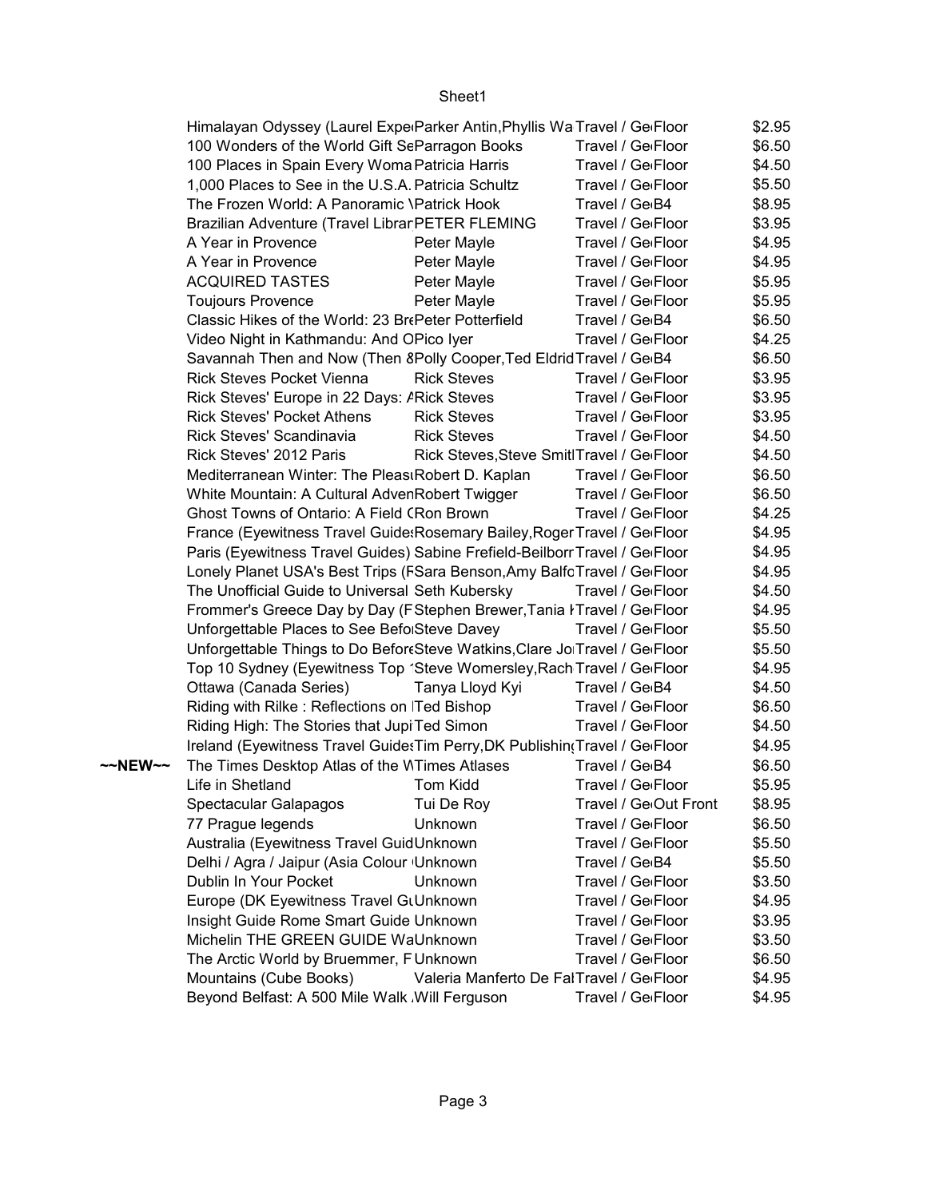| | | | | |
|---|---|---|---|---|
| | Himalayan Odyssey (Laurel Expe | Parker Antin,Phyllis Wa | Travel / Ge | Floor | $2.95 |
| | 100 Wonders of the World Gift Se | Parragon Books | Travel / Ge | Floor | $6.50 |
| | 100 Places in Spain Every Woma | Patricia Harris | Travel / Ge | Floor | $4.50 |
| | 1,000 Places to See in the U.S.A. | Patricia Schultz | Travel / Ge | Floor | $5.50 |
| | The Frozen World: A Panoramic \ | Patrick Hook | Travel / Ge | B4 | $8.95 |
| | Brazilian Adventure (Travel Librar | PETER FLEMING | Travel / Ge | Floor | $3.95 |
| | A Year in Provence | Peter Mayle | Travel / Ge | Floor | $4.95 |
| | A Year in Provence | Peter Mayle | Travel / Ge | Floor | $4.95 |
| | ACQUIRED TASTES | Peter Mayle | Travel / Ge | Floor | $5.95 |
| | Toujours Provence | Peter Mayle | Travel / Ge | Floor | $5.95 |
| | Classic Hikes of the World: 23 Bre | Peter Potterfield | Travel / Ge | B4 | $6.50 |
| | Video Night in Kathmandu: And O | Pico Iyer | Travel / Ge | Floor | $4.25 |
| | Savannah Then and Now (Then 8 | Polly Cooper,Ted Eldrid | Travel / Ge | B4 | $6.50 |
| | Rick Steves Pocket Vienna | Rick Steves | Travel / Ge | Floor | $3.95 |
| | Rick Steves' Europe in 22 Days: A | Rick Steves | Travel / Ge | Floor | $3.95 |
| | Rick Steves' Pocket Athens | Rick Steves | Travel / Ge | Floor | $3.95 |
| | Rick Steves' Scandinavia | Rick Steves | Travel / Ge | Floor | $4.50 |
| | Rick Steves' 2012 Paris | Rick Steves,Steve Smit | Travel / Ge | Floor | $4.50 |
| | Mediterranean Winter: The Pleas | Robert D. Kaplan | Travel / Ge | Floor | $6.50 |
| | White Mountain: A Cultural Adven | Robert Twigger | Travel / Ge | Floor | $6.50 |
| | Ghost Towns of Ontario: A Field ( | Ron Brown | Travel / Ge | Floor | $4.25 |
| | France (Eyewitness Travel Guides | Rosemary Bailey,Roger | Travel / Ge | Floor | $4.95 |
| | Paris (Eyewitness Travel Guides) | Sabine Frefield-Beilborr | Travel / Ge | Floor | $4.95 |
| | Lonely Planet USA's Best Trips (F | Sara Benson,Amy Balfo | Travel / Ge | Floor | $4.95 |
| | The Unofficial Guide to Universal | Seth Kubersky | Travel / Ge | Floor | $4.50 |
| | Frommer's Greece Day by Day (F | Stephen Brewer,Tania I | Travel / Ge | Floor | $4.95 |
| | Unforgettable Places to See Befo | Steve Davey | Travel / Ge | Floor | $5.50 |
| | Unforgettable Things to Do Before | Steve Watkins,Clare Jo | Travel / Ge | Floor | $5.50 |
| | Top 10 Sydney (Eyewitness Top ' | Steve Womersley,Rach | Travel / Ge | Floor | $4.95 |
| | Ottawa (Canada Series) | Tanya Lloyd Kyi | Travel / Ge | B4 | $4.50 |
| | Riding with Rilke : Reflections on I | Ted Bishop | Travel / Ge | Floor | $6.50 |
| | Riding High: The Stories that Jupi | Ted Simon | Travel / Ge | Floor | $4.50 |
| | Ireland (Eyewitness Travel Guides | Tim Perry,DK Publishin | Travel / Ge | Floor | $4.95 |
| ~~NEW~~ | The Times Desktop Atlas of the W | Times Atlases | Travel / Ge | B4 | $6.50 |
| | Life in Shetland | Tom Kidd | Travel / Ge | Floor | $5.95 |
| | Spectacular Galapagos | Tui De Roy | Travel / Ge | Out Front | $8.95 |
| | 77 Prague legends | Unknown | Travel / Ge | Floor | $6.50 |
| | Australia (Eyewitness Travel Guid | Unknown | Travel / Ge | Floor | $5.50 |
| | Delhi / Agra / Jaipur (Asia Colour | Unknown | Travel / Ge | B4 | $5.50 |
| | Dublin In Your Pocket | Unknown | Travel / Ge | Floor | $3.50 |
| | Europe (DK Eyewitness Travel Gu | Unknown | Travel / Ge | Floor | $4.95 |
| | Insight Guide Rome Smart Guide | Unknown | Travel / Ge | Floor | $3.95 |
| | Michelin THE GREEN GUIDE Wa | Unknown | Travel / Ge | Floor | $3.50 |
| | The Arctic World by Bruemmer, F | Unknown | Travel / Ge | Floor | $6.50 |
| | Mountains (Cube Books) | Valeria Manferto De Fa | Travel / Ge | Floor | $4.95 |
| | Beyond Belfast: A 500 Mile Walk | Will Ferguson | Travel / Ge | Floor | $4.95 |